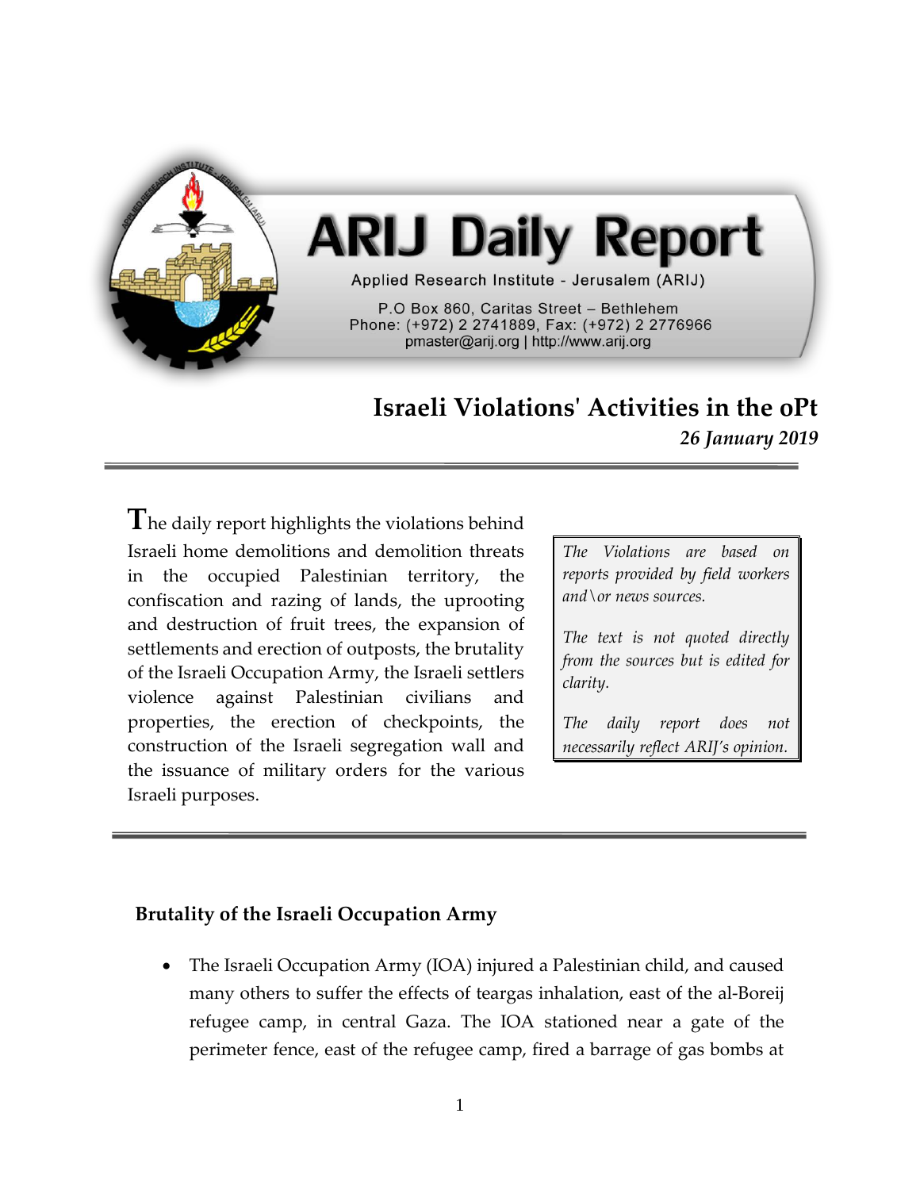# ARIJ Daily Report

Applied Research Institute - Jerusalem (ARIJ)

P.O Box 860, Caritas Street – Bethlehem
Phone: (+972) 2 2741889, Fax: (+972) 2 2776966
pmaster@arij.org | http://www.arij.org

## Israeli Violations' Activities in the oPt

*26 January 2019*

The daily report highlights the violations behind Israeli home demolitions and demolition threats in the occupied Palestinian territory, the confiscation and razing of lands, the uprooting and destruction of fruit trees, the expansion of settlements and erection of outposts, the brutality of the Israeli Occupation Army, the Israeli settlers violence against Palestinian civilians and properties, the erection of checkpoints, the construction of the Israeli segregation wall and the issuance of military orders for the various Israeli purposes.

*The Violations are based on reports provided by field workers and\or news sources.*

*The text is not quoted directly from the sources but is edited for clarity.*

*The daily report does not necessarily reflect ARIJ's opinion.*

### Brutality of the Israeli Occupation Army

- The Israeli Occupation Army (IOA) injured a Palestinian child, and caused many others to suffer the effects of teargas inhalation, east of the al-Boreij refugee camp, in central Gaza. The IOA stationed near a gate of the perimeter fence, east of the refugee camp, fired a barrage of gas bombs at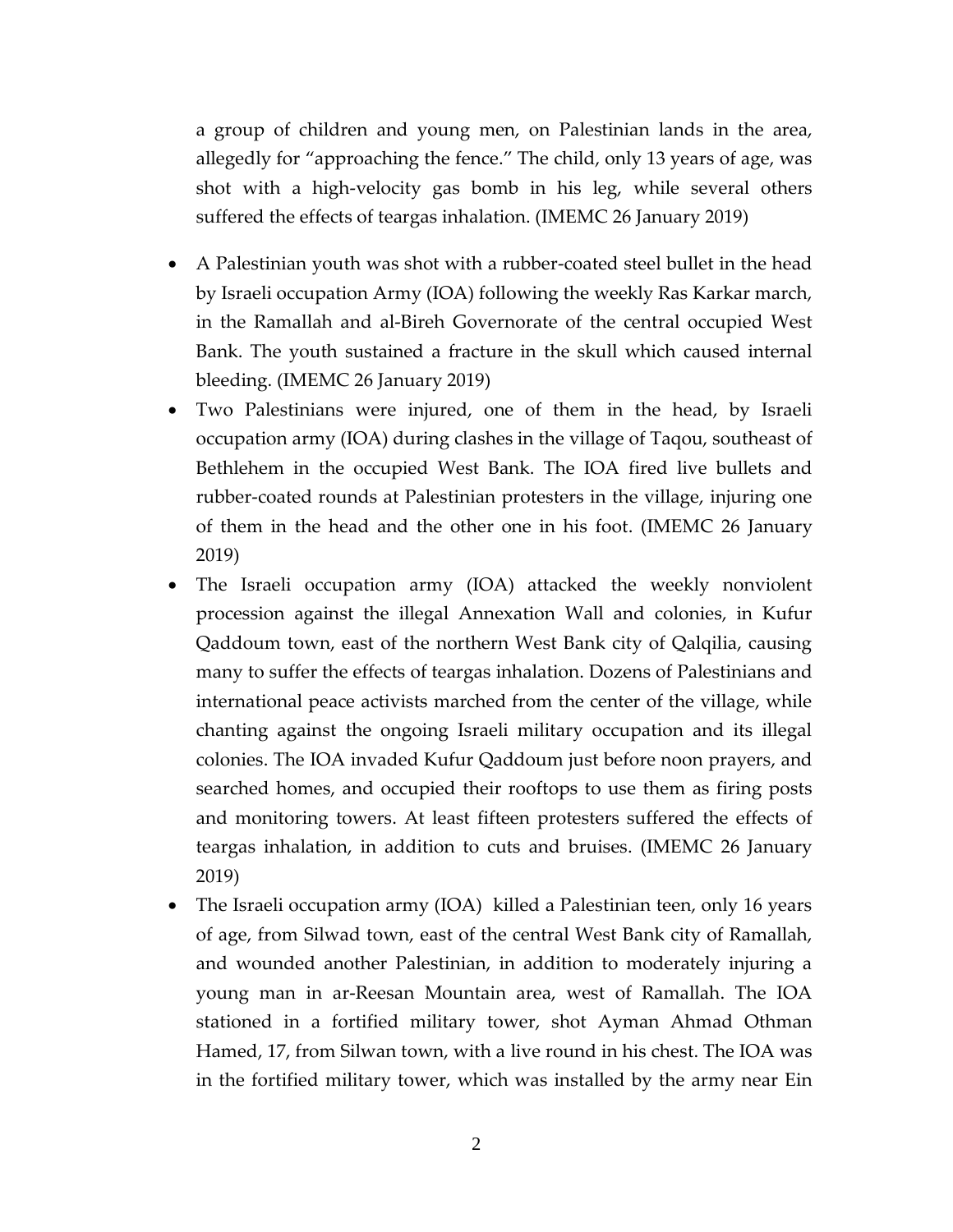a group of children and young men, on Palestinian lands in the area, allegedly for "approaching the fence." The child, only 13 years of age, was shot with a high-velocity gas bomb in his leg, while several others suffered the effects of teargas inhalation. (IMEMC 26 January 2019)

- A Palestinian youth was shot with a rubber-coated steel bullet in the head by Israeli occupation Army (IOA) following the weekly Ras Karkar march, in the Ramallah and al-Bireh Governorate of the central occupied West Bank. The youth sustained a fracture in the skull which caused internal bleeding. (IMEMC 26 January 2019)
- Two Palestinians were injured, one of them in the head, by Israeli occupation army (IOA) during clashes in the village of Taqou, southeast of Bethlehem in the occupied West Bank. The IOA fired live bullets and rubber-coated rounds at Palestinian protesters in the village, injuring one of them in the head and the other one in his foot. (IMEMC 26 January 2019)
- The Israeli occupation army (IOA) attacked the weekly nonviolent procession against the illegal Annexation Wall and colonies, in Kufur Qaddoum town, east of the northern West Bank city of Qalqilia, causing many to suffer the effects of teargas inhalation. Dozens of Palestinians and international peace activists marched from the center of the village, while chanting against the ongoing Israeli military occupation and its illegal colonies. The IOA invaded Kufur Qaddoum just before noon prayers, and searched homes, and occupied their rooftops to use them as firing posts and monitoring towers. At least fifteen protesters suffered the effects of teargas inhalation, in addition to cuts and bruises. (IMEMC 26 January 2019)
- The Israeli occupation army (IOA) killed a Palestinian teen, only 16 years of age, from Silwad town, east of the central West Bank city of Ramallah, and wounded another Palestinian, in addition to moderately injuring a young man in ar-Reesan Mountain area, west of Ramallah. The IOA stationed in a fortified military tower, shot Ayman Ahmad Othman Hamed, 17, from Silwan town, with a live round in his chest. The IOA was in the fortified military tower, which was installed by the army near Ein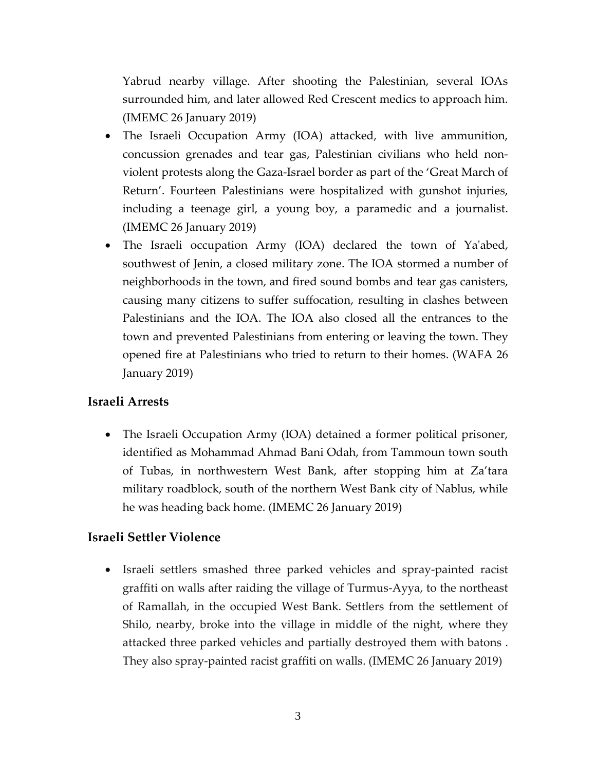Yabrud nearby village. After shooting the Palestinian, several IOAs surrounded him, and later allowed Red Crescent medics to approach him. (IMEMC 26 January 2019)

- The Israeli Occupation Army (IOA) attacked, with live ammunition, concussion grenades and tear gas, Palestinian civilians who held non-violent protests along the Gaza-Israel border as part of the 'Great March of Return'. Fourteen Palestinians were hospitalized with gunshot injuries, including a teenage girl, a young boy, a paramedic and a journalist. (IMEMC 26 January 2019)
- The Israeli occupation Army (IOA) declared the town of Ya'abed, southwest of Jenin, a closed military zone. The IOA stormed a number of neighborhoods in the town, and fired sound bombs and tear gas canisters, causing many citizens to suffer suffocation, resulting in clashes between Palestinians and the IOA. The IOA also closed all the entrances to the town and prevented Palestinians from entering or leaving the town. They opened fire at Palestinians who tried to return to their homes. (WAFA 26 January 2019)

## Israeli Arrests

- The Israeli Occupation Army (IOA) detained a former political prisoner, identified as Mohammad Ahmad Bani Odah, from Tammoun town south of Tubas, in northwestern West Bank, after stopping him at Za'tara military roadblock, south of the northern West Bank city of Nablus, while he was heading back home. (IMEMC 26 January 2019)

## Israeli Settler Violence

- Israeli settlers smashed three parked vehicles and spray-painted racist graffiti on walls after raiding the village of Turmus-Ayya, to the northeast of Ramallah, in the occupied West Bank. Settlers from the settlement of Shilo, nearby, broke into the village in middle of the night, where they attacked three parked vehicles and partially destroyed them with batons . They also spray-painted racist graffiti on walls. (IMEMC 26 January 2019)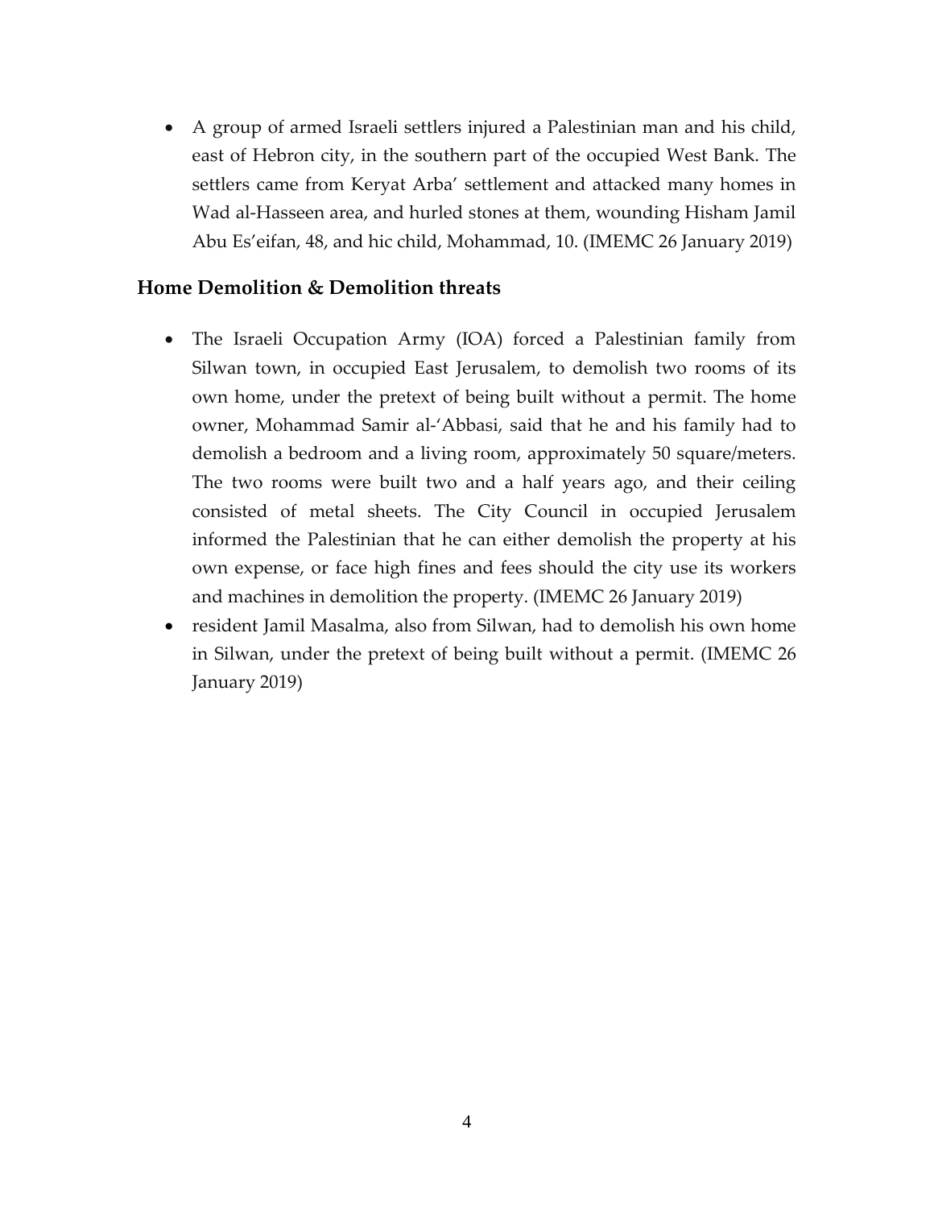- A group of armed Israeli settlers injured a Palestinian man and his child, east of Hebron city, in the southern part of the occupied West Bank. The settlers came from Keryat Arba' settlement and attacked many homes in Wad al-Hasseen area, and hurled stones at them, wounding Hisham Jamil Abu Es'eifan, 48, and hic child, Mohammad, 10. (IMEMC 26 January 2019)

## Home Demolition & Demolition threats

- The Israeli Occupation Army (IOA) forced a Palestinian family from Silwan town, in occupied East Jerusalem, to demolish two rooms of its own home, under the pretext of being built without a permit. The home owner, Mohammad Samir al-'Abbasi, said that he and his family had to demolish a bedroom and a living room, approximately 50 square/meters. The two rooms were built two and a half years ago, and their ceiling consisted of metal sheets. The City Council in occupied Jerusalem informed the Palestinian that he can either demolish the property at his own expense, or face high fines and fees should the city use its workers and machines in demolition the property. (IMEMC 26 January 2019)
- resident Jamil Masalma, also from Silwan, had to demolish his own home in Silwan, under the pretext of being built without a permit. (IMEMC 26 January 2019)